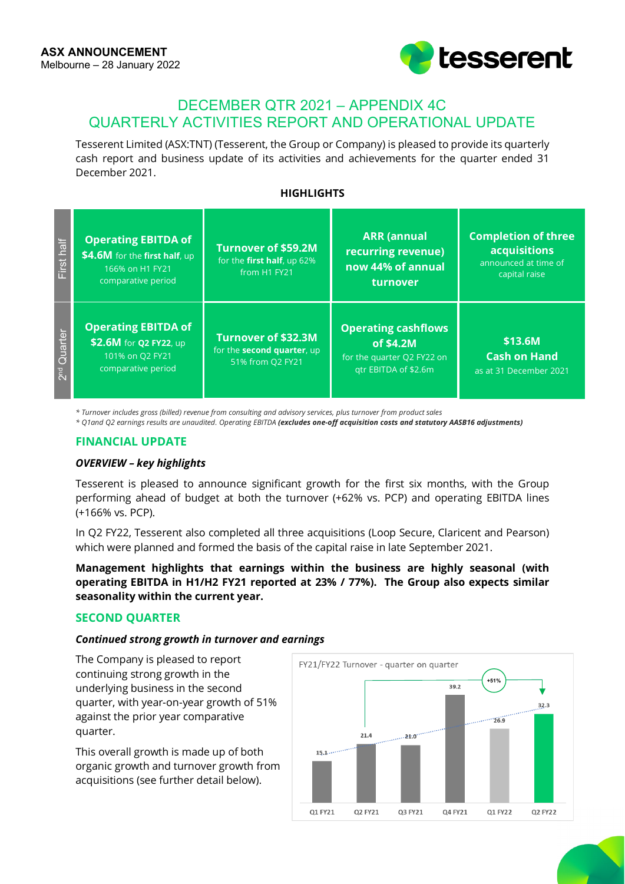**ASX ANNOUNCEMENT**
Melbourne – 28 January 2022

# DECEMBER QTR 2021 – APPENDIX 4C QUARTERLY ACTIVITIES REPORT AND OPERATIONAL UPDATE

Tesserent Limited (ASX:TNT) (Tesserent, the Group or Company) is pleased to provide its quarterly cash report and business update of its activities and achievements for the quarter ended 31 December 2021.

## HIGHLIGHTS

| | | | | |
|---|---|---|---|---|
| First half | **Operating EBITDA of $4.6M** for the **first half**, up 166% on H1 FY21 comparative period | **Turnover of $59.2M** for the **first half**, up 62% from H1 FY21 | **ARR (annual recurring revenue) now 44% of annual turnover** | **Completion of three acquisitions** announced at time of capital raise |
| 2nd Quarter | **Operating EBITDA of $2.6M** for **Q2 FY22**, up 101% on Q2 FY21 comparative period | **Turnover of $32.3M** for the **second quarter**, up 51% from Q2 FY21 | **Operating cashflows of $4.2M** for the quarter Q2 FY22 on qtr EBITDA of $2.6m | **$13.6M Cash on Hand** as at 31 December 2021 |

*\* Turnover includes gross (billed) revenue from consulting and advisory services, plus turnover from product sales*
*\* Q1and Q2 earnings results are unaudited. Operating EBITDA **(excludes one-off acquisition costs and statutory AASB16 adjustments)***

## FINANCIAL UPDATE

### *OVERVIEW – key highlights*

Tesserent is pleased to announce significant growth for the first six months, with the Group performing ahead of budget at both the turnover (+62% vs. PCP) and operating EBITDA lines (+166% vs. PCP).

In Q2 FY22, Tesserent also completed all three acquisitions (Loop Secure, Claricent and Pearson) which were planned and formed the basis of the capital raise in late September 2021.

**Management highlights that earnings within the business are highly seasonal (with operating EBITDA in H1/H2 FY21 reported at 23% / 77%). The Group also expects similar seasonality within the current year.**

## SECOND QUARTER

### *Continued strong growth in turnover and earnings*

The Company is pleased to report continuing strong growth in the underlying business in the second quarter, with year-on-year growth of 51% against the prior year comparative quarter.

This overall growth is made up of both organic growth and turnover growth from acquisitions (see further detail below).

FY21/FY22 Turnover - quarter on quarter

| Quarter | Turnover |
|---|---|
| Q1 FY21 | 15.1 |
| Q2 FY21 | 21.4 |
| Q3 FY21 | 21.0 |
| Q4 FY21 | 39.2 |
| Q1 FY22 | 26.9 |
| Q2 FY22 | 32.3 |

+51% (Q2 FY21 to Q2 FY22)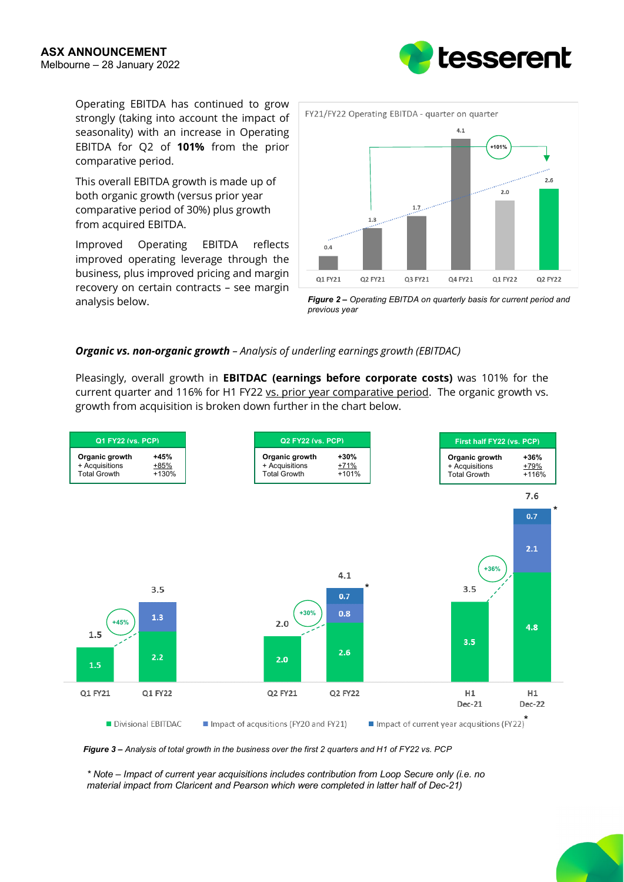Operating EBITDA has continued to grow strongly (taking into account the impact of seasonality) with an increase in Operating EBITDA for Q2 of **101%** from the prior comparative period.

This overall EBITDA growth is made up of both organic growth (versus prior year comparative period of 30%) plus growth from acquired EBITDA.

Improved Operating EBITDA reflects improved operating leverage through the business, plus improved pricing and margin recovery on certain contracts – see margin analysis below.

*Figure 2 – Operating EBITDA on quarterly basis for current period and previous year*

***Organic vs. non-organic growth*** *– Analysis of underling earnings growth (EBITDAC)*

Pleasingly, overall growth in **EBITDAC (earnings before corporate costs)** was 101% for the current quarter and 116% for H1 FY22 vs. prior year comparative period. The organic growth vs. growth from acquisition is broken down further in the chart below.

| Q1 FY22 (vs. PCP) | |
|---|---|
| Organic growth | +45% |
| + Acquisitions | +85% |
| Total Growth | +130% |

| Q2 FY22 (vs. PCP) | |
|---|---|
| Organic growth | +30% |
| + Acquisitions | +71% |
| Total Growth | +101% |

| First half FY22 (vs. PCP) | |
|---|---|
| Organic growth | +36% |
| + Acquisitions | +79% |
| Total Growth | +116% |

*Figure 3 – Analysis of total growth in the business over the first 2 quarters and H1 of FY22 vs. PCP*

*\* Note – Impact of current year acquisitions includes contribution from Loop Secure only (i.e. no material impact from Claricent and Pearson which were completed in latter half of Dec-21)*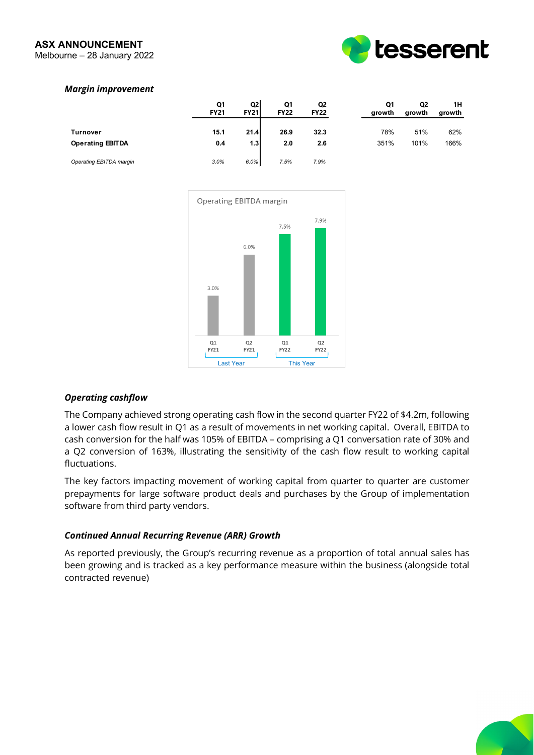### *Margin improvement*

| | Q1 FY21 | Q2 FY21 | Q1 FY22 | Q2 FY22 | Q1 growth | Q2 growth | 1H growth |
|---|---|---|---|---|---|---|---|
| **Turnover** | **15.1** | **21.4** | **26.9** | **32.3** | 78% | 51% | 62% |
| **Operating EBITDA** | **0.4** | **1.3** | **2.0** | **2.6** | 351% | 101% | 166% |
| *Operating EBITDA margin* | *3.0%* | *6.0%* | *7.5%* | *7.9%* | | | |

### *Operating cashflow*

The Company achieved strong operating cash flow in the second quarter FY22 of $4.2m, following a lower cash flow result in Q1 as a result of movements in net working capital. Overall, EBITDA to cash conversion for the half was 105% of EBITDA – comprising a Q1 conversation rate of 30% and a Q2 conversion of 163%, illustrating the sensitivity of the cash flow result to working capital fluctuations.

The key factors impacting movement of working capital from quarter to quarter are customer prepayments for large software product deals and purchases by the Group of implementation software from third party vendors.

### *Continued Annual Recurring Revenue (ARR) Growth*

As reported previously, the Group's recurring revenue as a proportion of total annual sales has been growing and is tracked as a key performance measure within the business (alongside total contracted revenue)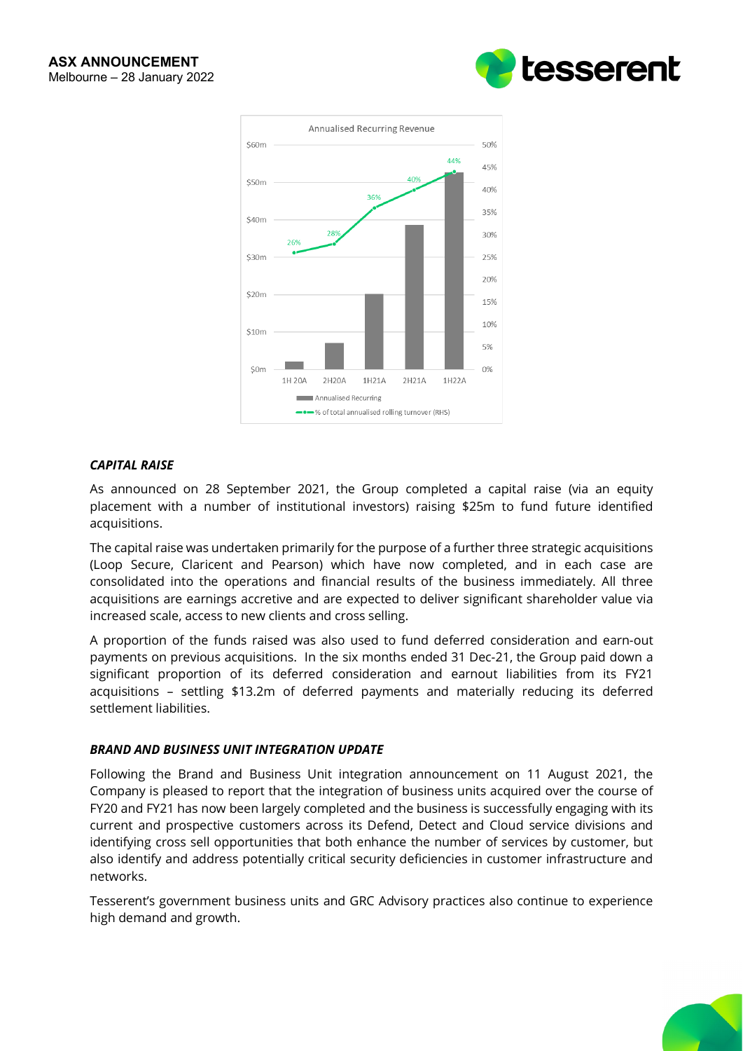**ASX ANNOUNCEMENT**
Melbourne – 28 January 2022

### *CAPITAL RAISE*

As announced on 28 September 2021, the Group completed a capital raise (via an equity placement with a number of institutional investors) raising $25m to fund future identified acquisitions.

The capital raise was undertaken primarily for the purpose of a further three strategic acquisitions (Loop Secure, Claricent and Pearson) which have now completed, and in each case are consolidated into the operations and financial results of the business immediately. All three acquisitions are earnings accretive and are expected to deliver significant shareholder value via increased scale, access to new clients and cross selling.

A proportion of the funds raised was also used to fund deferred consideration and earn-out payments on previous acquisitions. In the six months ended 31 Dec-21, the Group paid down a significant proportion of its deferred consideration and earnout liabilities from its FY21 acquisitions – settling $13.2m of deferred payments and materially reducing its deferred settlement liabilities.

### *BRAND AND BUSINESS UNIT INTEGRATION UPDATE*

Following the Brand and Business Unit integration announcement on 11 August 2021, the Company is pleased to report that the integration of business units acquired over the course of FY20 and FY21 has now been largely completed and the business is successfully engaging with its current and prospective customers across its Defend, Detect and Cloud service divisions and identifying cross sell opportunities that both enhance the number of services by customer, but also identify and address potentially critical security deficiencies in customer infrastructure and networks.

Tesserent's government business units and GRC Advisory practices also continue to experience high demand and growth.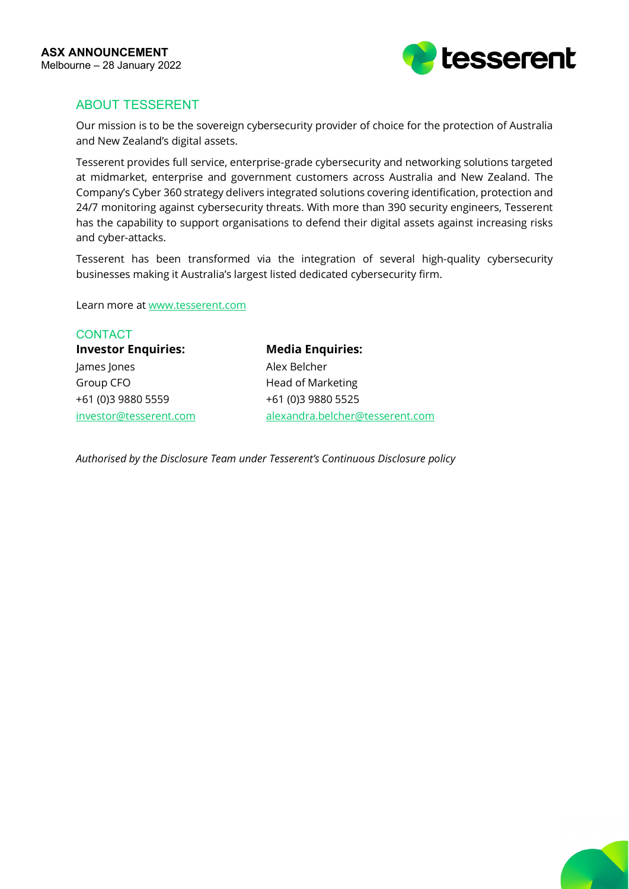**ASX ANNOUNCEMENT**
Melbourne – 28 January 2022

## ABOUT TESSERENT

Our mission is to be the sovereign cybersecurity provider of choice for the protection of Australia and New Zealand's digital assets.

Tesserent provides full service, enterprise-grade cybersecurity and networking solutions targeted at midmarket, enterprise and government customers across Australia and New Zealand. The Company's Cyber 360 strategy delivers integrated solutions covering identification, protection and 24/7 monitoring against cybersecurity threats. With more than 390 security engineers, Tesserent has the capability to support organisations to defend their digital assets against increasing risks and cyber-attacks.

Tesserent has been transformed via the integration of several high-quality cybersecurity businesses making it Australia's largest listed dedicated cybersecurity firm.

Learn more at www.tesserent.com

## CONTACT

**Investor Enquiries:**
James Jones
Group CFO
+61 (0)3 9880 5559
investor@tesserent.com

**Media Enquiries:**
Alex Belcher
Head of Marketing
+61 (0)3 9880 5525
alexandra.belcher@tesserent.com

*Authorised by the Disclosure Team under Tesserent's Continuous Disclosure policy*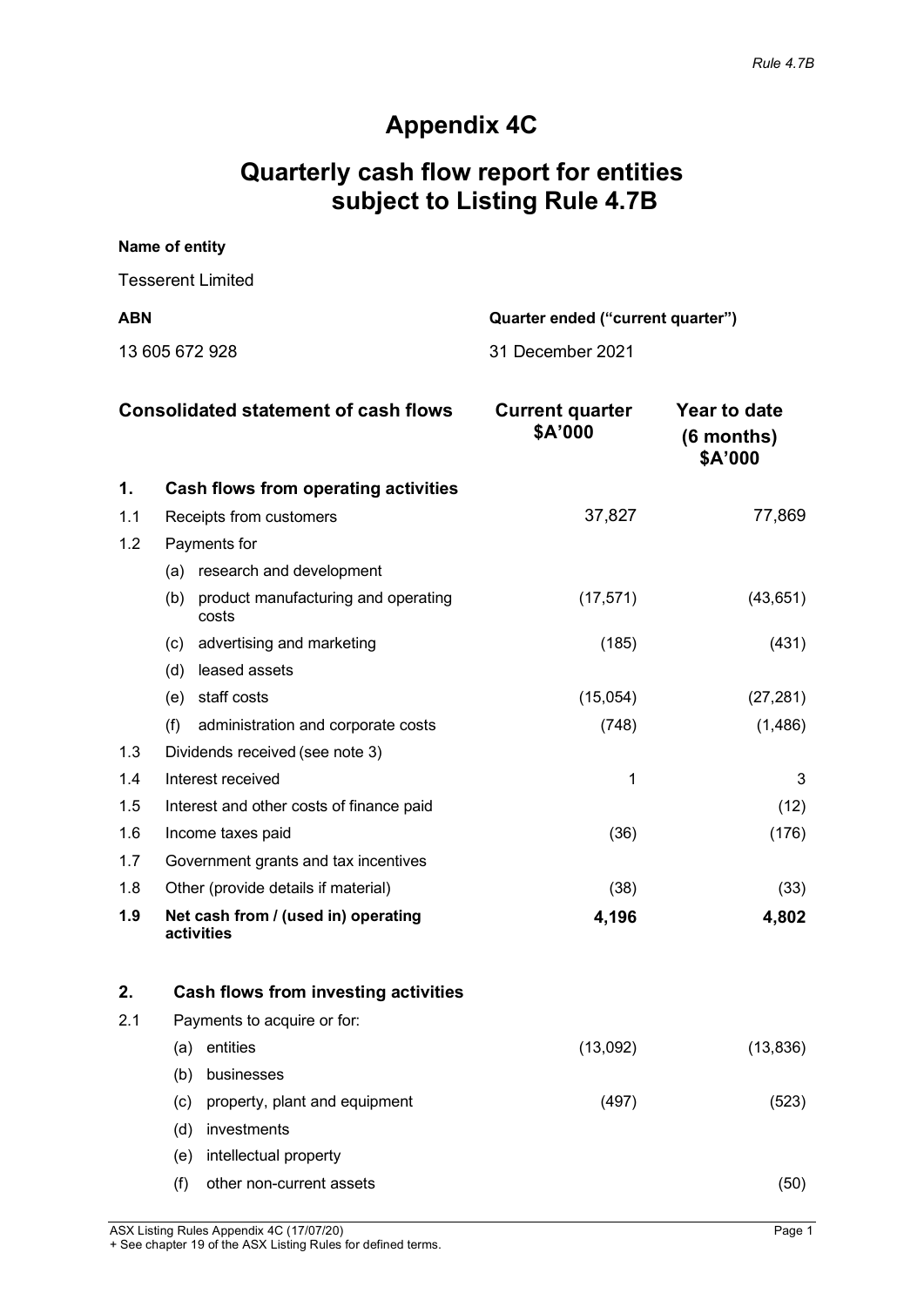*Rule 4.7B*

# Appendix 4C

# Quarterly cash flow report for entities subject to Listing Rule 4.7B

**Name of entity**

Tesserent Limited

| **ABN** | **Quarter ended ("current quarter")** |
|---|---|
| 13 605 672 928 | 31 December 2021 |

| | **Consolidated statement of cash flows** | **Current quarter $A'000** | **Year to date (6 months) $A'000** |
|---|---|---|---|
| **1.** | **Cash flows from operating activities** | | |
| 1.1 | Receipts from customers | 37,827 | 77,869 |
| 1.2 | Payments for | | |
| | (a) research and development | | |
| | (b) product manufacturing and operating costs | (17,571) | (43,651) |
| | (c) advertising and marketing | (185) | (431) |
| | (d) leased assets | | |
| | (e) staff costs | (15,054) | (27,281) |
| | (f) administration and corporate costs | (748) | (1,486) |
| 1.3 | Dividends received (see note 3) | | |
| 1.4 | Interest received | 1 | 3 |
| 1.5 | Interest and other costs of finance paid | | (12) |
| 1.6 | Income taxes paid | (36) | (176) |
| 1.7 | Government grants and tax incentives | | |
| 1.8 | Other (provide details if material) | (38) | (33) |
| **1.9** | **Net cash from / (used in) operating activities** | **4,196** | **4,802** |
| | | | |
| **2.** | **Cash flows from investing activities** | | |
| 2.1 | Payments to acquire or for: | | |
| | (a) entities | (13,092) | (13,836) |
| | (b) businesses | | |
| | (c) property, plant and equipment | (497) | (523) |
| | (d) investments | | |
| | (e) intellectual property | | |
| | (f) other non-current assets | | (50) |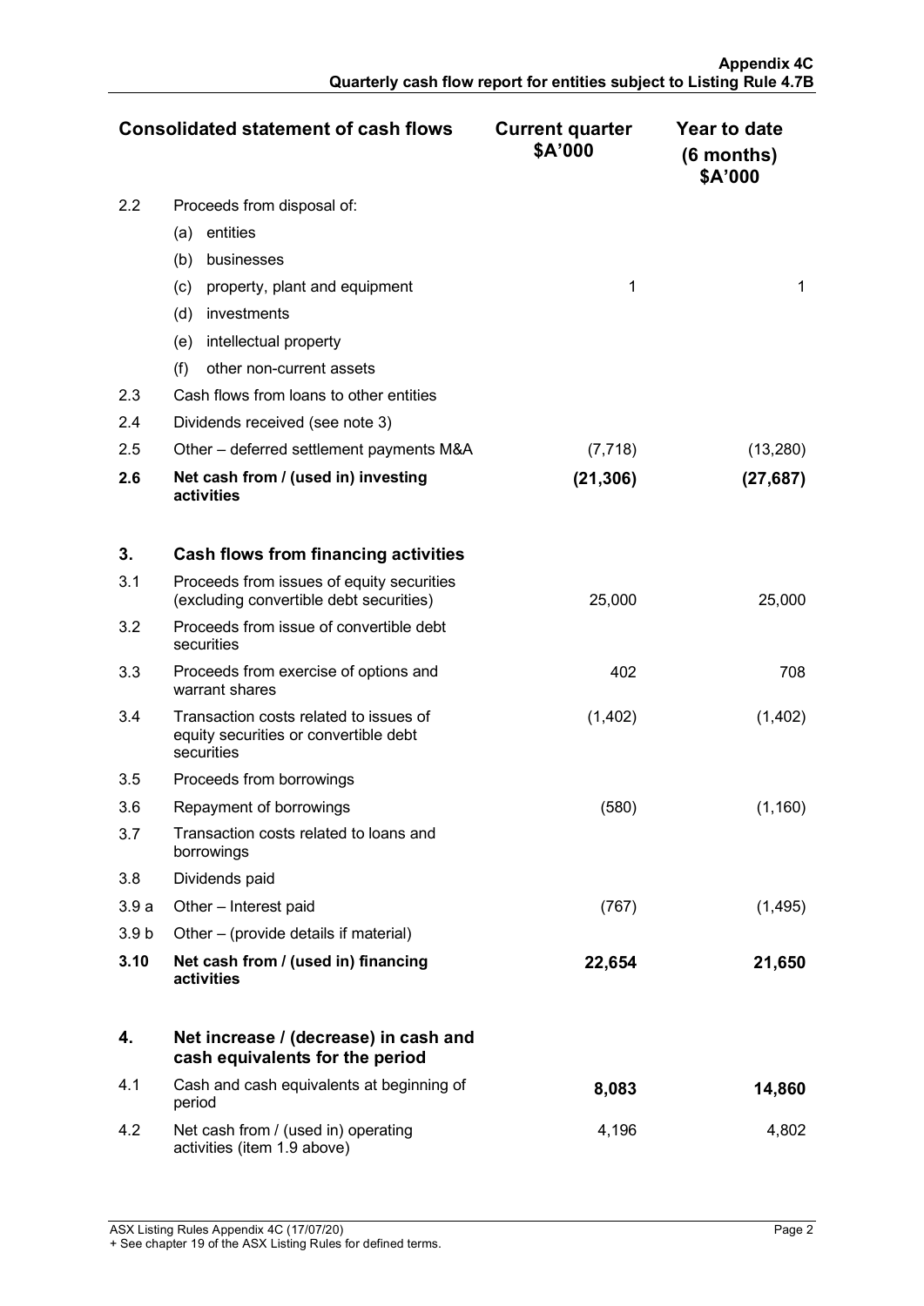| Consolidated statement of cash flows | | Current quarter $A'000 | Year to date (6 months) $A'000 |
|---|---|---|---|
| 2.2 | Proceeds from disposal of: | | |
| | (a) entities | | |
| | (b) businesses | | |
| | (c) property, plant and equipment | 1 | 1 |
| | (d) investments | | |
| | (e) intellectual property | | |
| | (f) other non-current assets | | |
| 2.3 | Cash flows from loans to other entities | | |
| 2.4 | Dividends received (see note 3) | | |
| 2.5 | Other – deferred settlement payments M&A | (7,718) | (13,280) |
| **2.6** | **Net cash from / (used in) investing activities** | **(21,306)** | **(27,687)** |
| **3.** | **Cash flows from financing activities** | | |
| 3.1 | Proceeds from issues of equity securities (excluding convertible debt securities) | 25,000 | 25,000 |
| 3.2 | Proceeds from issue of convertible debt securities | | |
| 3.3 | Proceeds from exercise of options and warrant shares | 402 | 708 |
| 3.4 | Transaction costs related to issues of equity securities or convertible debt securities | (1,402) | (1,402) |
| 3.5 | Proceeds from borrowings | | |
| 3.6 | Repayment of borrowings | (580) | (1,160) |
| 3.7 | Transaction costs related to loans and borrowings | | |
| 3.8 | Dividends paid | | |
| 3.9 a | Other – Interest paid | (767) | (1,495) |
| 3.9 b | Other – (provide details if material) | | |
| **3.10** | **Net cash from / (used in) financing activities** | **22,654** | **21,650** |
| **4.** | **Net increase / (decrease) in cash and cash equivalents for the period** | | |
| 4.1 | Cash and cash equivalents at beginning of period | **8,083** | **14,860** |
| 4.2 | Net cash from / (used in) operating activities (item 1.9 above) | 4,196 | 4,802 |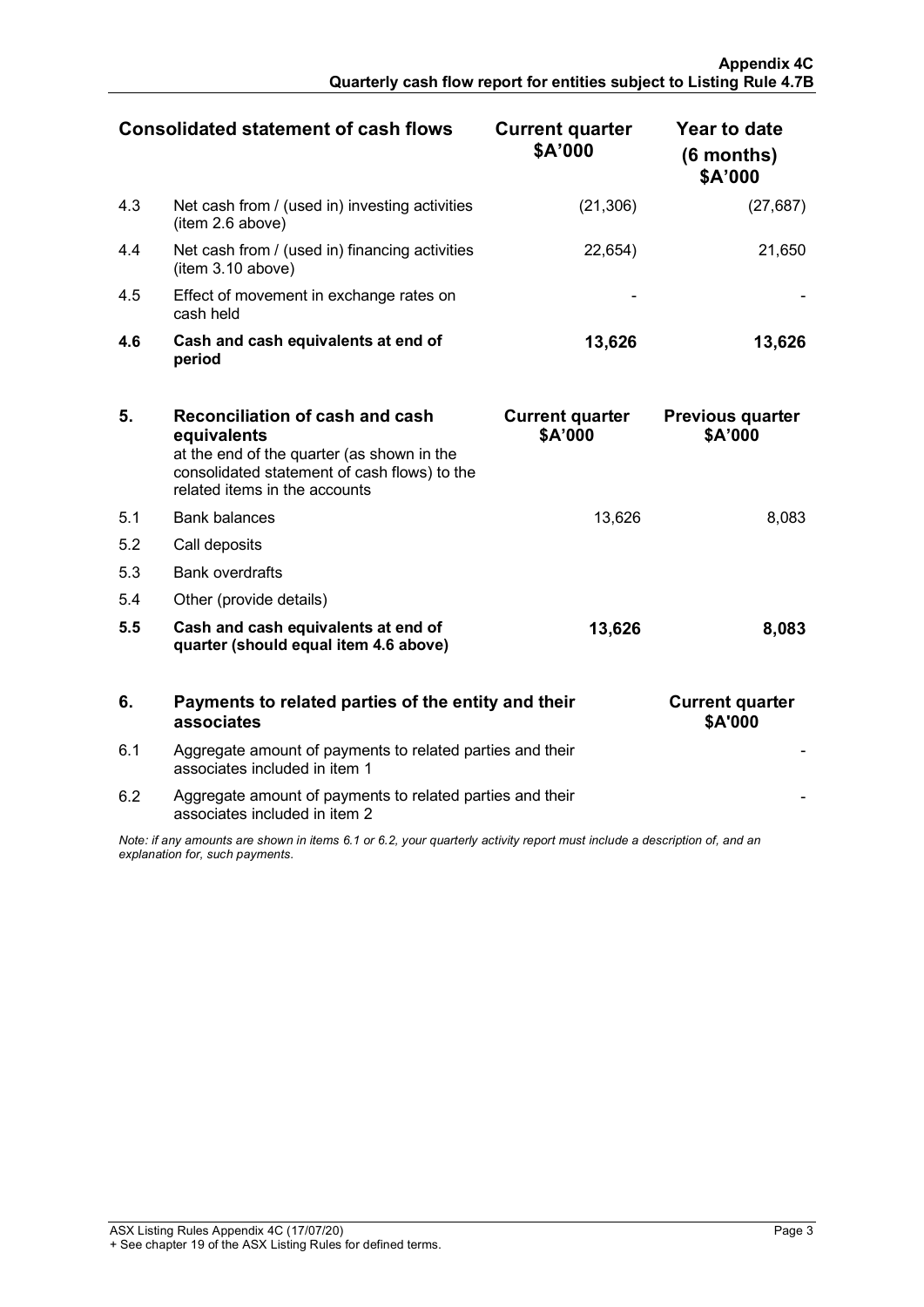| Consolidated statement of cash flows | | Current quarter $A'000 | Year to date (6 months) $A'000 |
|---|---|---|---|
| 4.3 | Net cash from / (used in) investing activities (item 2.6 above) | (21,306) | (27,687) |
| 4.4 | Net cash from / (used in) financing activities (item 3.10 above) | 22,654) | 21,650 |
| 4.5 | Effect of movement in exchange rates on cash held | - | - |
| **4.6** | **Cash and cash equivalents at end of period** | **13,626** | **13,626** |

| **5.** | **Reconciliation of cash and cash equivalents** at the end of the quarter (as shown in the consolidated statement of cash flows) to the related items in the accounts | **Current quarter $A'000** | **Previous quarter $A'000** |
|---|---|---|---|
| 5.1 | Bank balances | 13,626 | 8,083 |
| 5.2 | Call deposits | | |
| 5.3 | Bank overdrafts | | |
| 5.4 | Other (provide details) | | |
| **5.5** | **Cash and cash equivalents at end of quarter (should equal item 4.6 above)** | **13,626** | **8,083** |

| **6.** | **Payments to related parties of the entity and their associates** | **Current quarter $A'000** |
|---|---|---|
| 6.1 | Aggregate amount of payments to related parties and their associates included in item 1 | - |
| 6.2 | Aggregate amount of payments to related parties and their associates included in item 2 | - |

*Note: if any amounts are shown in items 6.1 or 6.2, your quarterly activity report must include a description of, and an explanation for, such payments.*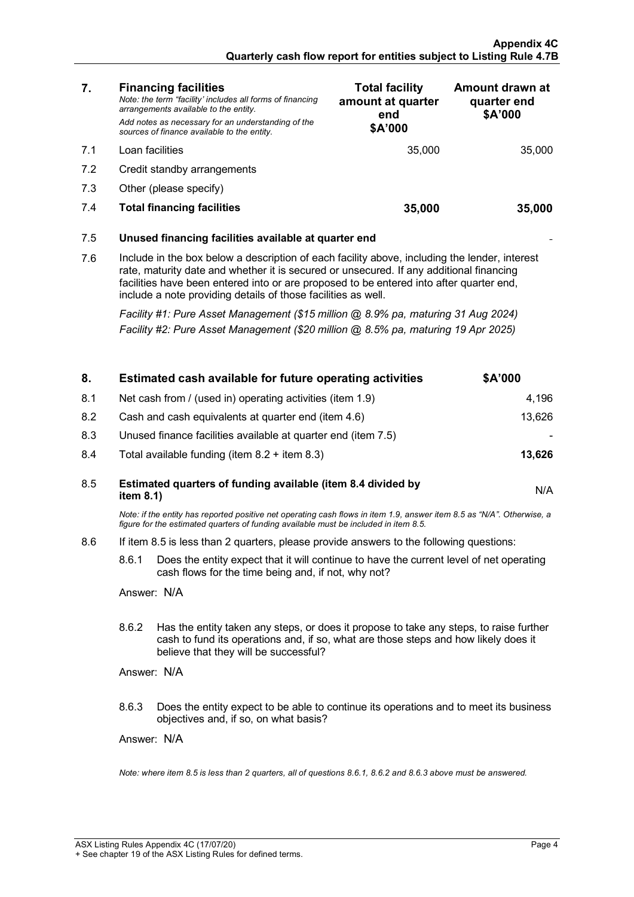| 7. | **Financing facilities**<br>*Note: the term "facility' includes all forms of financing arrangements available to the entity.*<br>*Add notes as necessary for an understanding of the sources of finance available to the entity.* | **Total facility amount at quarter end $A'000** | **Amount drawn at quarter end $A'000** |
|---|---|---|---|
| 7.1 | Loan facilities | 35,000 | 35,000 |
| 7.2 | Credit standby arrangements | | |
| 7.3 | Other (please specify) | | |
| 7.4 | **Total financing facilities** | **35,000** | **35,000** |

| | | |
|---|---|---|
| 7.5 | **Unused financing facilities available at quarter end** | - |

7.6 Include in the box below a description of each facility above, including the lender, interest rate, maturity date and whether it is secured or unsecured. If any additional financing facilities have been entered into or are proposed to be entered into after quarter end, include a note providing details of those facilities as well.

*Facility #1: Pure Asset Management ($15 million @ 8.9% pa, maturing 31 Aug 2024)*

*Facility #2: Pure Asset Management ($20 million @ 8.5% pa, maturing 19 Apr 2025)*

| 8. | **Estimated cash available for future operating activities** | **$A'000** |
|---|---|---|
| 8.1 | Net cash from / (used in) operating activities (item 1.9) | 4,196 |
| 8.2 | Cash and cash equivalents at quarter end (item 4.6) | 13,626 |
| 8.3 | Unused finance facilities available at quarter end (item 7.5) | - |
| 8.4 | Total available funding (item 8.2 + item 8.3) | **13,626** |
| 8.5 | **Estimated quarters of funding available (item 8.4 divided by item 8.1)** | N/A |

*Note: if the entity has reported positive net operating cash flows in item 1.9, answer item 8.5 as "N/A". Otherwise, a figure for the estimated quarters of funding available must be included in item 8.5.*

8.6 If item 8.5 is less than 2 quarters, please provide answers to the following questions:

8.6.1 Does the entity expect that it will continue to have the current level of net operating cash flows for the time being and, if not, why not?

Answer: N/A

8.6.2 Has the entity taken any steps, or does it propose to take any steps, to raise further cash to fund its operations and, if so, what are those steps and how likely does it believe that they will be successful?

Answer: N/A

8.6.3 Does the entity expect to be able to continue its operations and to meet its business objectives and, if so, on what basis?

Answer: N/A

*Note: where item 8.5 is less than 2 quarters, all of questions 8.6.1, 8.6.2 and 8.6.3 above must be answered.*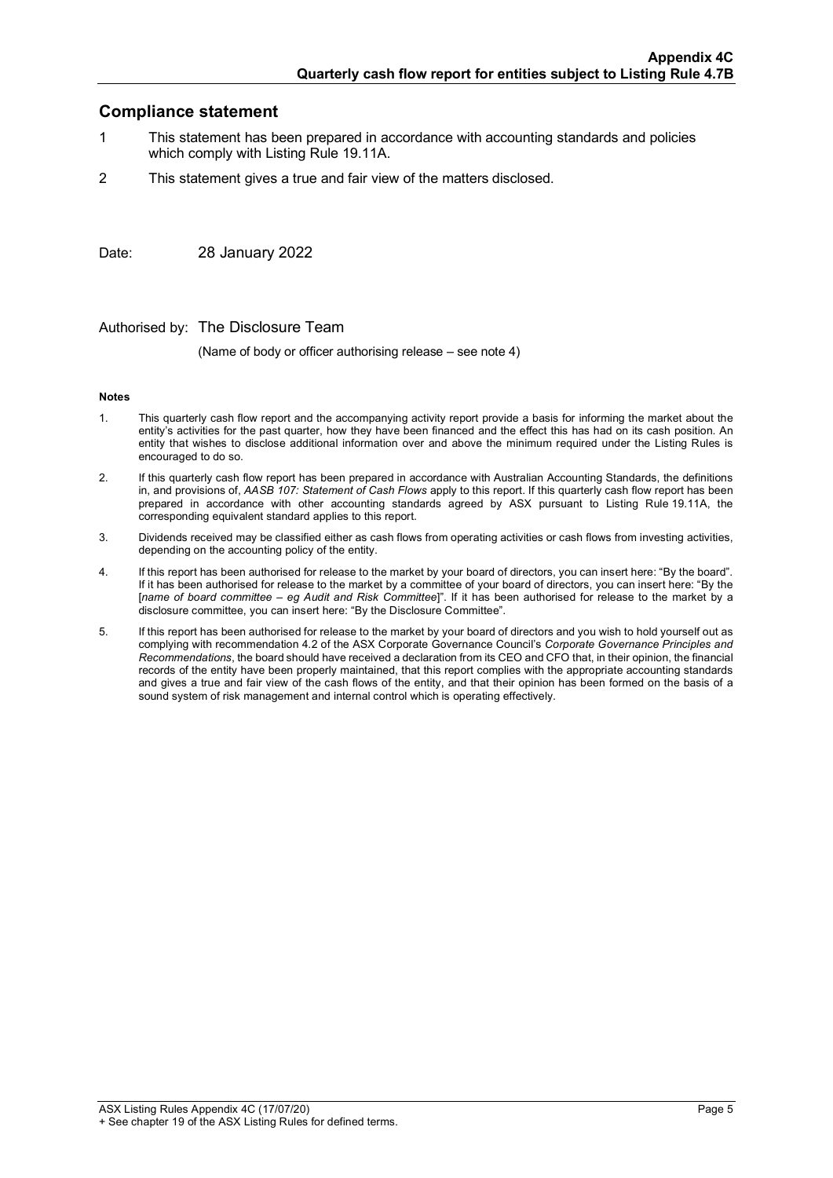## Compliance statement

1 This statement has been prepared in accordance with accounting standards and policies which comply with Listing Rule 19.11A.

2 This statement gives a true and fair view of the matters disclosed.

Date: 28 January 2022

Authorised by: The Disclosure Team

(Name of body or officer authorising release – see note 4)

**Notes**

1. This quarterly cash flow report and the accompanying activity report provide a basis for informing the market about the entity's activities for the past quarter, how they have been financed and the effect this has had on its cash position. An entity that wishes to disclose additional information over and above the minimum required under the Listing Rules is encouraged to do so.
2. If this quarterly cash flow report has been prepared in accordance with Australian Accounting Standards, the definitions in, and provisions of, *AASB 107: Statement of Cash Flows* apply to this report. If this quarterly cash flow report has been prepared in accordance with other accounting standards agreed by ASX pursuant to Listing Rule 19.11A, the corresponding equivalent standard applies to this report.
3. Dividends received may be classified either as cash flows from operating activities or cash flows from investing activities, depending on the accounting policy of the entity.
4. If this report has been authorised for release to the market by your board of directors, you can insert here: "By the board". If it has been authorised for release to the market by a committee of your board of directors, you can insert here: "By the [*name of board committee – eg Audit and Risk Committee*]". If it has been authorised for release to the market by a disclosure committee, you can insert here: "By the Disclosure Committee".
5. If this report has been authorised for release to the market by your board of directors and you wish to hold yourself out as complying with recommendation 4.2 of the ASX Corporate Governance Council's *Corporate Governance Principles and Recommendations*, the board should have received a declaration from its CEO and CFO that, in their opinion, the financial records of the entity have been properly maintained, that this report complies with the appropriate accounting standards and gives a true and fair view of the cash flows of the entity, and that their opinion has been formed on the basis of a sound system of risk management and internal control which is operating effectively.